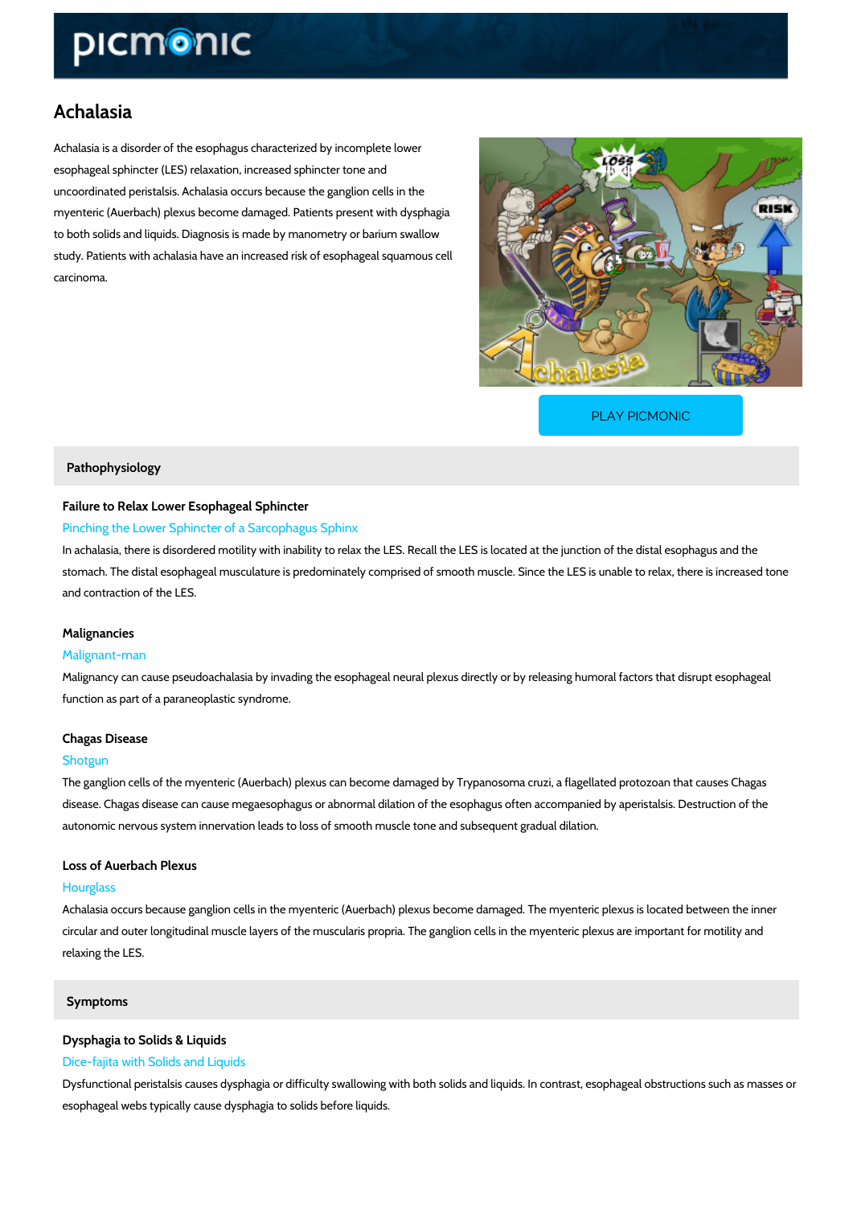# Achalasia

Achalasia is a disorder of the esophagus characterized by incomplete lower esophageal sphincter (LES) relaxation, increased sphincter tone and uncoordinated peristalsis. Achalasia occurs because the ganglion cells in the myenteric (Auerbach) plexus become damaged. Patients present with dysphagia to both solids and liquids. Diagnosis is made by manometry or barium swallow study. Patients with achalasia have an increased risk of esophageal squamous cell carcinoma.

PLAY PICMONIC

## Pathophysiology

### Failure to Relax Lower Esophageal Sphincter

Pinching the Lower Sphincter of a Sarcophagus Sphinx

In achalasia, there is disordered motility with inability to relax the LES. Recall the LES is located at the junction of the distal esophagus and the stomach. The distal esophageal musculature is predominately comprised of smooth muscle. Since the LES is unable to relax, there is increased tone and contraction of the LES.

### Malignancies

Malignant-man

Malignancy can cause pseudoachalasia by invading the esophageal neural plexus directly or by releasing humoral factors that disrupt esophageal function as part of a paraneoplastic syndrome.

### Chagas Disease

Shotgun

The ganglion cells of the myenteric (Auerbach) plexus can become damaged by Trypanosoma cruzi, a flagellated protozoan that causes Chagas disease. Chagas disease can cause megaesophagus or abnormal dilation of the esophagus often accompanied by aperistalsis. Destruction of the autonomic nervous system innervation leads to loss of smooth muscle tone and subsequent gradual dilation.

### Loss of Auerbach Plexus

Hourglass

Achalasia occurs because ganglion cells in the myenteric (Auerbach) plexus become damaged. The myenteric plexus is located between the inner circular and outer longitudinal muscle layers of the muscularis propria. The ganglion cells in the myenteric plexus are important for motility and relaxing the LES.

## Symptoms

### Dysphagia to Solids & Liquids

Dice-fajita with Solids and Liquids

Dysfunctional peristalsis causes dysphagia or difficulty swallowing with both solids and liquids. In contrast, esophageal obstructions such as masses or esophageal webs typically cause dysphagia to solids before liquids.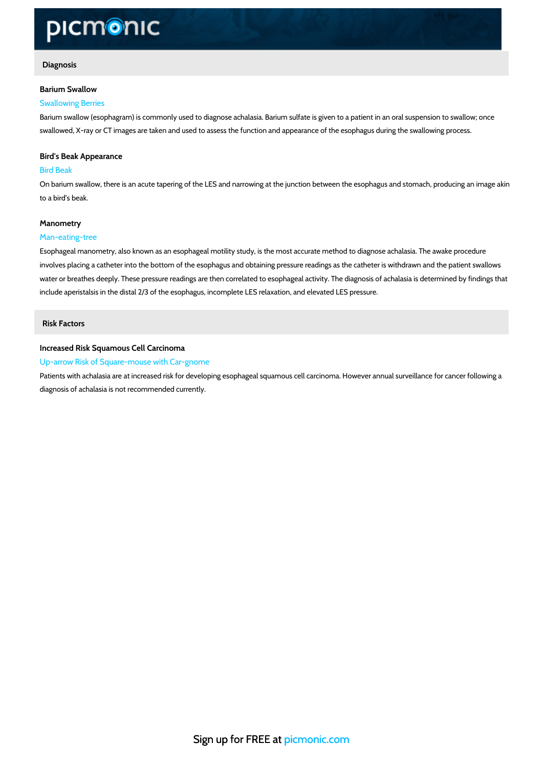## Diagnosis

### Barium Swallow

Swallowing Berries

Barium swallow (esophagram) is commonly used to diagnose achalasia. Barium sulfate is given to a patient in an oral suspension to swallow; once swallowed, X-ray or CT images are taken and used to assess the function and appearance of the esophagus during the swallowing process.

### Bird's Beak Appearance

Bird Beak

On barium swallow, there is an acute tapering of the LES and narrowing at the junction between the esophagus and stomach, producing an image akin to a bird's beak.

### Manometry

Man-eating-tree

Esophageal manometry, also known as an esophageal motility study, is the most accurate method to diagnose achalasia. The awake procedure involves placing a catheter into the bottom of the esophagus and obtaining pressure readings as the catheter is withdrawn and the patient swallows water or breathes deeply. These pressure readings are then correlated to esophageal activity. The diagnosis of achalasia is determined by findings that include aperistalsis in the distal 2/3 of the esophagus, incomplete LES relaxation, and elevated LES pressure.

## Risk Factors

### Increased Risk Squamous Cell Carcinoma

Up-arrow Risk of Square-mouse with Car-gnome

Patients with achalasia are at increased risk for developing esophageal squamous cell carcinoma. However annual surveillance for cancer following a diagnosis of achalasia is not recommended currently.